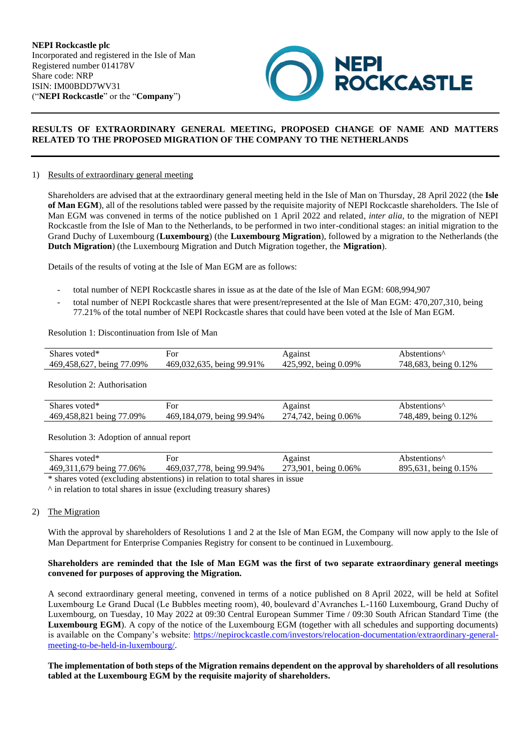**NEPI Rockcastle plc**
Incorporated and registered in the Isle of Man
Registered number 014178V
Share code: NRP
ISIN: IM00BDD7WV31
("**NEPI Rockcastle**" or the "**Company**")

**RESULTS OF EXTRAORDINARY GENERAL MEETING, PROPOSED CHANGE OF NAME AND MATTERS RELATED TO THE PROPOSED MIGRATION OF THE COMPANY TO THE NETHERLANDS**

1) Results of extraordinary general meeting

Shareholders are advised that at the extraordinary general meeting held in the Isle of Man on Thursday, 28 April 2022 (the **Isle of Man EGM**), all of the resolutions tabled were passed by the requisite majority of NEPI Rockcastle shareholders. The Isle of Man EGM was convened in terms of the notice published on 1 April 2022 and related, *inter alia*, to the migration of NEPI Rockcastle from the Isle of Man to the Netherlands, to be performed in two inter-conditional stages: an initial migration to the Grand Duchy of Luxembourg (**Luxembourg**) (the **Luxembourg Migration**), followed by a migration to the Netherlands (the **Dutch Migration**) (the Luxembourg Migration and Dutch Migration together, the **Migration**).

Details of the results of voting at the Isle of Man EGM are as follows:

- total number of NEPI Rockcastle shares in issue as at the date of the Isle of Man EGM: 608,994,907
- total number of NEPI Rockcastle shares that were present/represented at the Isle of Man EGM: 470,207,310, being 77.21% of the total number of NEPI Rockcastle shares that could have been voted at the Isle of Man EGM.

Resolution 1: Discontinuation from Isle of Man

| Shares voted* | For | Against | Abstentions^ |
|---|---|---|---|
| 469,458,627, being 77.09% | 469,032,635, being 99.91% | 425,992, being 0.09% | 748,683, being 0.12% |

Resolution 2: Authorisation

| Shares voted* | For | Against | Abstentions^ |
|---|---|---|---|
| 469,458,821 being 77.09% | 469,184,079, being 99.94% | 274,742, being 0.06% | 748,489, being 0.12% |

Resolution 3: Adoption of annual report

| Shares voted* | For | Against | Abstentions^ |
|---|---|---|---|
| 469,311,679 being 77.06% | 469,037,778, being 99.94% | 273,901, being 0.06% | 895,631, being 0.15% |

* shares voted (excluding abstentions) in relation to total shares in issue

^ in relation to total shares in issue (excluding treasury shares)

2) The Migration

With the approval by shareholders of Resolutions 1 and 2 at the Isle of Man EGM, the Company will now apply to the Isle of Man Department for Enterprise Companies Registry for consent to be continued in Luxembourg.

**Shareholders are reminded that the Isle of Man EGM was the first of two separate extraordinary general meetings convened for purposes of approving the Migration.**

A second extraordinary general meeting, convened in terms of a notice published on 8 April 2022, will be held at Sofitel Luxembourg Le Grand Ducal (Le Bubbles meeting room), 40, boulevard d'Avranches L-1160 Luxembourg, Grand Duchy of Luxembourg, on Tuesday, 10 May 2022 at 09:30 Central European Summer Time / 09:30 South African Standard Time (the **Luxembourg EGM**). A copy of the notice of the Luxembourg EGM (together with all schedules and supporting documents) is available on the Company's website: https://nepirockcastle.com/investors/relocation-documentation/extraordinary-general-meeting-to-be-held-in-luxembourg/.

**The implementation of both steps of the Migration remains dependent on the approval by shareholders of all resolutions tabled at the Luxembourg EGM by the requisite majority of shareholders.**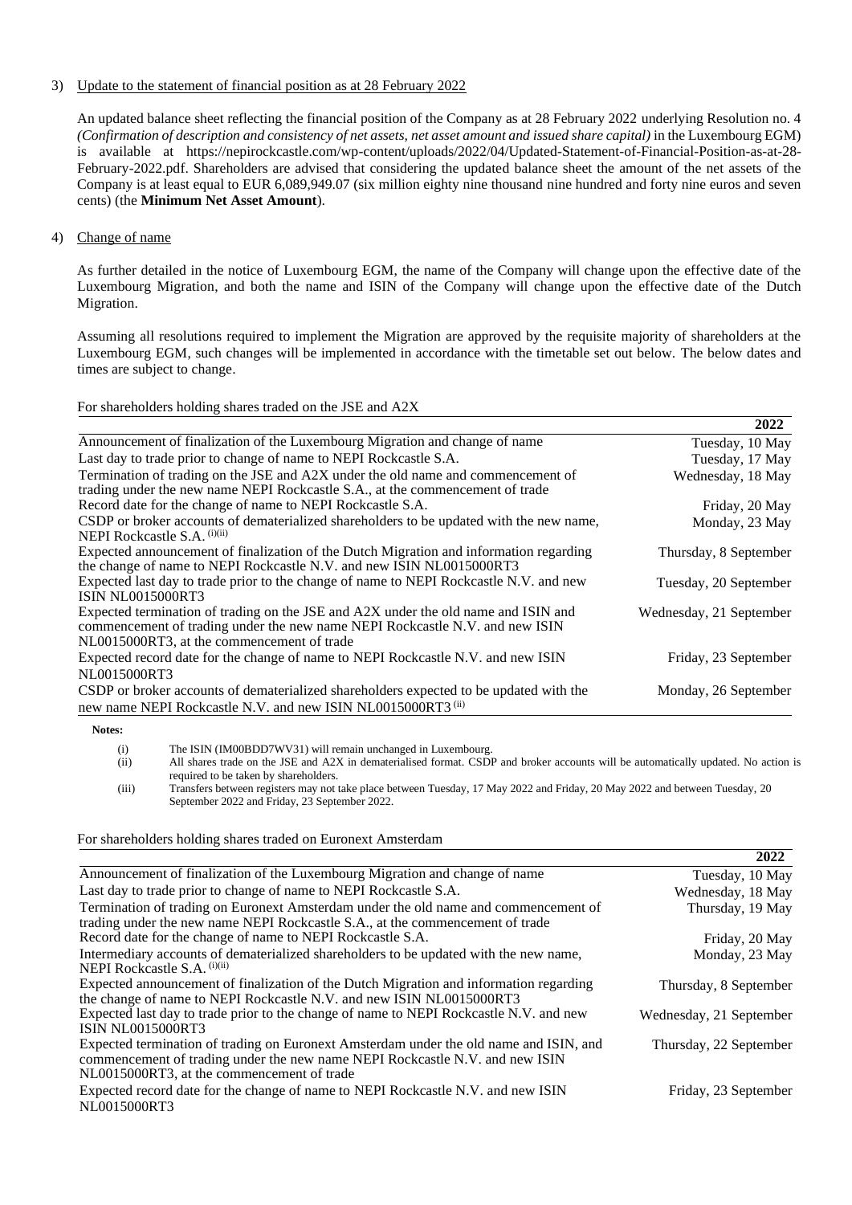3) Update to the statement of financial position as at 28 February 2022

An updated balance sheet reflecting the financial position of the Company as at 28 February 2022 underlying Resolution no. 4 *(Confirmation of description and consistency of net assets, net asset amount and issued share capital)* in the Luxembourg EGM) is available at https://nepirockcastle.com/wp-content/uploads/2022/04/Updated-Statement-of-Financial-Position-as-at-28-February-2022.pdf. Shareholders are advised that considering the updated balance sheet the amount of the net assets of the Company is at least equal to EUR 6,089,949.07 (six million eighty nine thousand nine hundred and forty nine euros and seven cents) (the **Minimum Net Asset Amount**).

4) Change of name

As further detailed in the notice of Luxembourg EGM, the name of the Company will change upon the effective date of the Luxembourg Migration, and both the name and ISIN of the Company will change upon the effective date of the Dutch Migration.

Assuming all resolutions required to implement the Migration are approved by the requisite majority of shareholders at the Luxembourg EGM, such changes will be implemented in accordance with the timetable set out below. The below dates and times are subject to change.

For shareholders holding shares traded on the JSE and A2X

| | 2022 |
|---|---|
| Announcement of finalization of the Luxembourg Migration and change of name | Tuesday, 10 May |
| Last day to trade prior to change of name to NEPI Rockcastle S.A. | Tuesday, 17 May |
| Termination of trading on the JSE and A2X under the old name and commencement of trading under the new name NEPI Rockcastle S.A., at the commencement of trade | Wednesday, 18 May |
| Record date for the change of name to NEPI Rockcastle S.A. | Friday, 20 May |
| CSDP or broker accounts of dematerialized shareholders to be updated with the new name, NEPI Rockcastle S.A. (i)(ii) | Monday, 23 May |
| Expected announcement of finalization of the Dutch Migration and information regarding the change of name to NEPI Rockcastle N.V. and new ISIN NL0015000RT3 | Thursday, 8 September |
| Expected last day to trade prior to the change of name to NEPI Rockcastle N.V. and new ISIN NL0015000RT3 | Tuesday, 20 September |
| Expected termination of trading on the JSE and A2X under the old name and ISIN and commencement of trading under the new name NEPI Rockcastle N.V. and new ISIN NL0015000RT3, at the commencement of trade | Wednesday, 21 September |
| Expected record date for the change of name to NEPI Rockcastle N.V. and new ISIN NL0015000RT3 | Friday, 23 September |
| CSDP or broker accounts of dematerialized shareholders expected to be updated with the new name NEPI Rockcastle N.V. and new ISIN NL0015000RT3 (ii) | Monday, 26 September |

**Notes:**

(i) The ISIN (IM00BDD7WV31) will remain unchanged in Luxembourg.

(ii) All shares trade on the JSE and A2X in dematerialised format. CSDP and broker accounts will be automatically updated. No action is required to be taken by shareholders.

(iii) Transfers between registers may not take place between Tuesday, 17 May 2022 and Friday, 20 May 2022 and between Tuesday, 20 September 2022 and Friday, 23 September 2022.

For shareholders holding shares traded on Euronext Amsterdam

| | 2022 |
|---|---|
| Announcement of finalization of the Luxembourg Migration and change of name | Tuesday, 10 May |
| Last day to trade prior to change of name to NEPI Rockcastle S.A. | Wednesday, 18 May |
| Termination of trading on Euronext Amsterdam under the old name and commencement of trading under the new name NEPI Rockcastle S.A., at the commencement of trade | Thursday, 19 May |
| Record date for the change of name to NEPI Rockcastle S.A. | Friday, 20 May |
| Intermediary accounts of dematerialized shareholders to be updated with the new name, NEPI Rockcastle S.A. (i)(ii) | Monday, 23 May |
| Expected announcement of finalization of the Dutch Migration and information regarding the change of name to NEPI Rockcastle N.V. and new ISIN NL0015000RT3 | Thursday, 8 September |
| Expected last day to trade prior to the change of name to NEPI Rockcastle N.V. and new ISIN NL0015000RT3 | Wednesday, 21 September |
| Expected termination of trading on Euronext Amsterdam under the old name and ISIN, and commencement of trading under the new name NEPI Rockcastle N.V. and new ISIN NL0015000RT3, at the commencement of trade | Thursday, 22 September |
| Expected record date for the change of name to NEPI Rockcastle N.V. and new ISIN NL0015000RT3 | Friday, 23 September |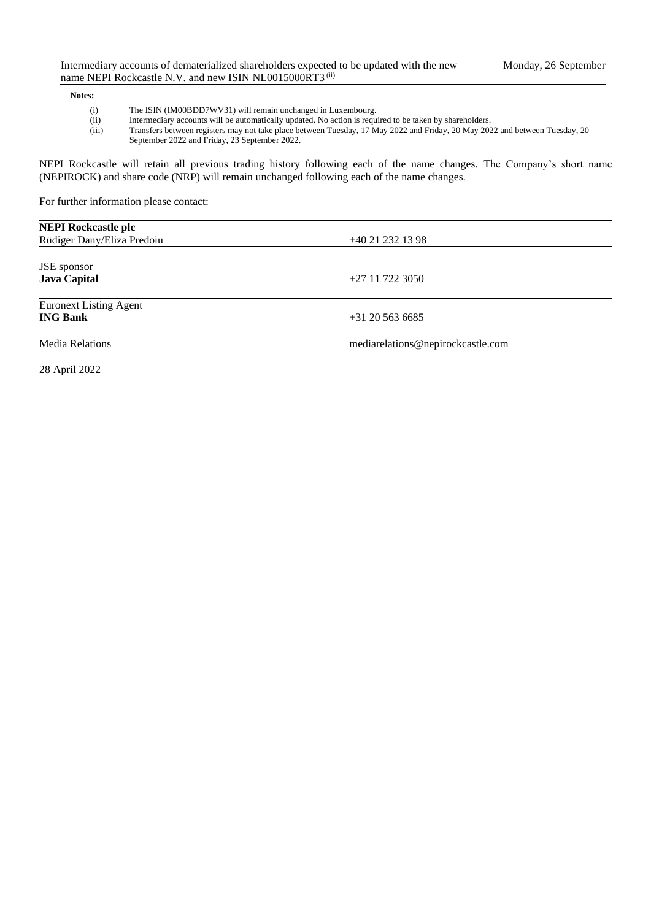| | |
|---|---|
| Intermediary accounts of dematerialized shareholders expected to be updated with the new name NEPI Rockcastle N.V. and new ISIN NL0015000RT3 [(ii)] | Monday, 26 September |

**Notes:**

(i) The ISIN (IM00BDD7WV31) will remain unchanged in Luxembourg.
(ii) Intermediary accounts will be automatically updated. No action is required to be taken by shareholders.
(iii) Transfers between registers may not take place between Tuesday, 17 May 2022 and Friday, 20 May 2022 and between Tuesday, 20 September 2022 and Friday, 23 September 2022.

NEPI Rockcastle will retain all previous trading history following each of the name changes. The Company's short name (NEPIROCK) and share code (NRP) will remain unchanged following each of the name changes.

For further information please contact:

| | |
|---|---|
| **NEPI Rockcastle plc** | |
| Rüdiger Dany/Eliza Predoiu | +40 21 232 13 98 |
| JSE sponsor | |
| **Java Capital** | +27 11 722 3050 |
| Euronext Listing Agent | |
| **ING Bank** | +31 20 563 6685 |
| Media Relations | mediarelations@nepirockcastle.com |

28 April 2022